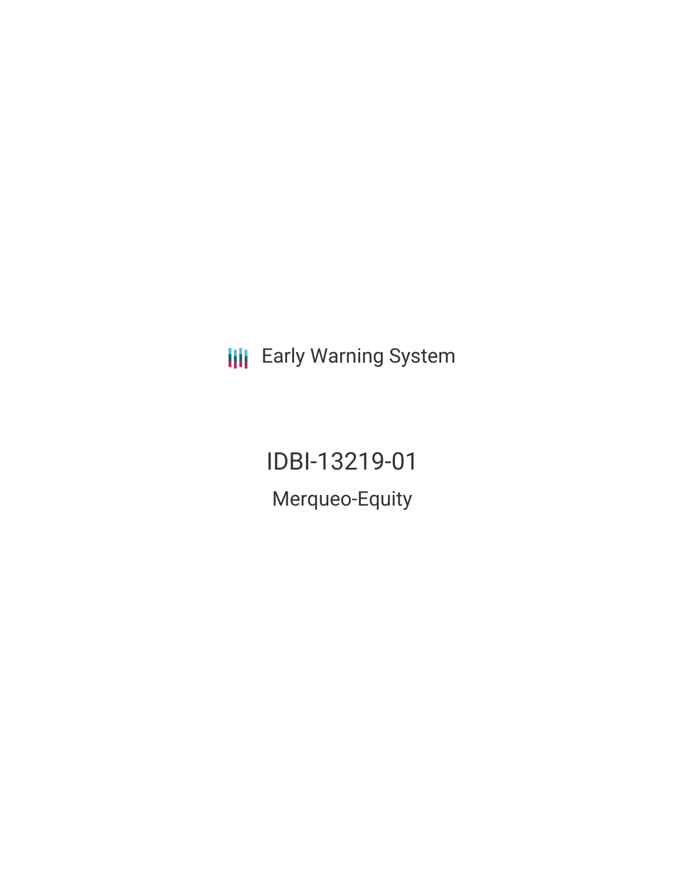Early Warning System

# IDBI-13219-01

## Merqueo-Equity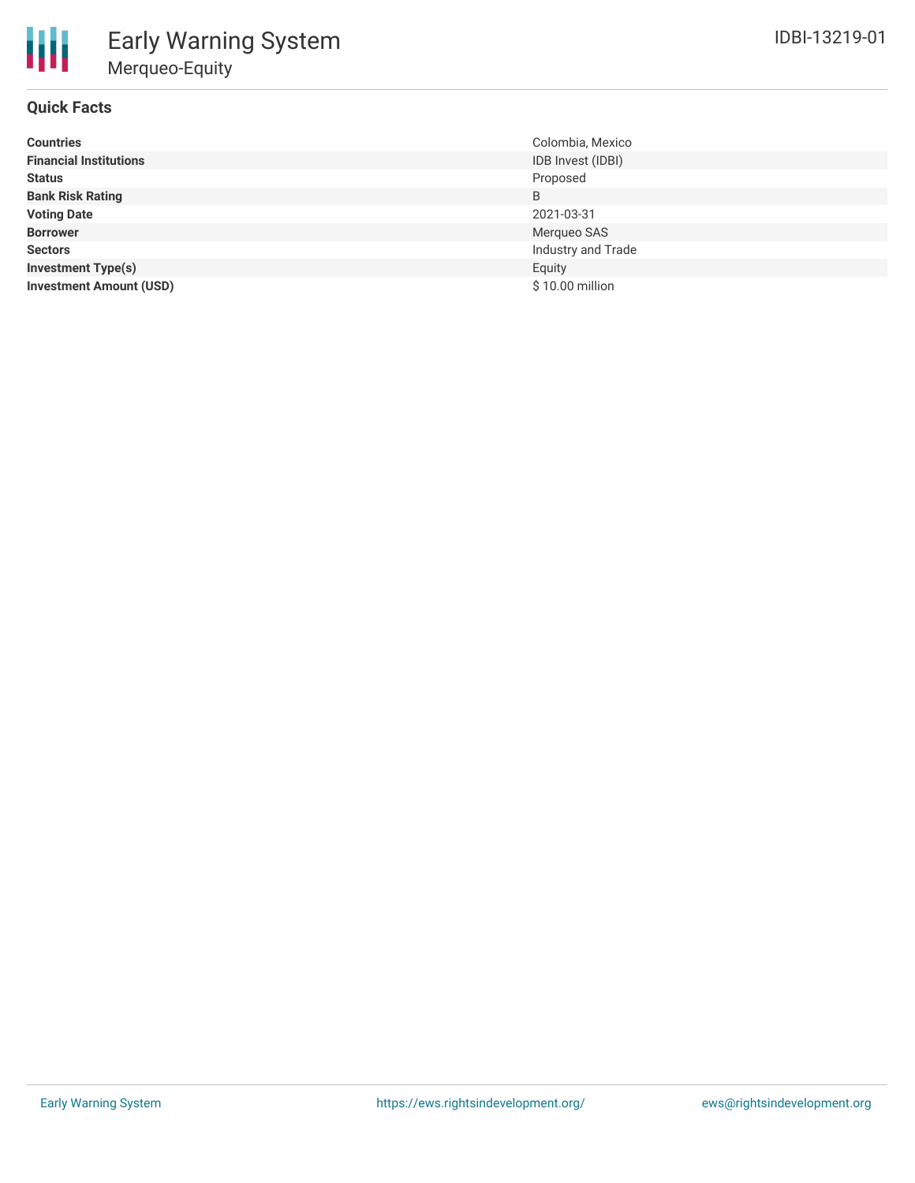# Early Warning System

## Merqueo-Equity

IDBI-13219-01

### Quick Facts

| | |
|---|---|
| **Countries** | Colombia, Mexico |
| **Financial Institutions** | IDB Invest (IDBI) |
| **Status** | Proposed |
| **Bank Risk Rating** | B |
| **Voting Date** | 2021-03-31 |
| **Borrower** | Merqueo SAS |
| **Sectors** | Industry and Trade |
| **Investment Type(s)** | Equity |
| **Investment Amount (USD)** | $ 10.00 million |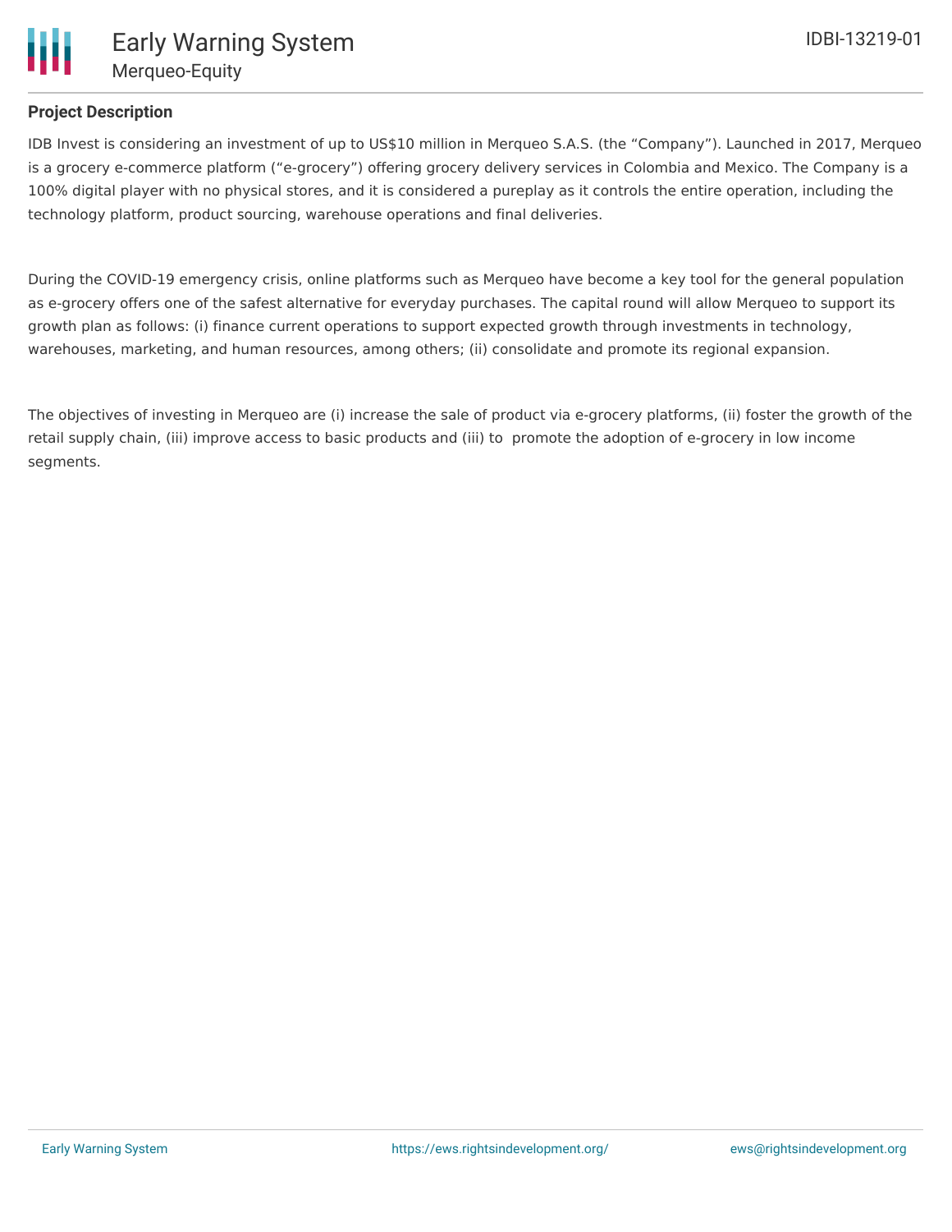## Project Description

IDB Invest is considering an investment of up to US$10 million in Merqueo S.A.S. (the "Company"). Launched in 2017, Merqueo is a grocery e-commerce platform ("e-grocery") offering grocery delivery services in Colombia and Mexico. The Company is a 100% digital player with no physical stores, and it is considered a pureplay as it controls the entire operation, including the technology platform, product sourcing, warehouse operations and final deliveries.

During the COVID-19 emergency crisis, online platforms such as Merqueo have become a key tool for the general population as e-grocery offers one of the safest alternative for everyday purchases. The capital round will allow Merqueo to support its growth plan as follows: (i) finance current operations to support expected growth through investments in technology, warehouses, marketing, and human resources, among others; (ii) consolidate and promote its regional expansion.

The objectives of investing in Merqueo are (i) increase the sale of product via e-grocery platforms, (ii) foster the growth of the retail supply chain, (iii) improve access to basic products and (iii) to promote the adoption of e-grocery in low income segments.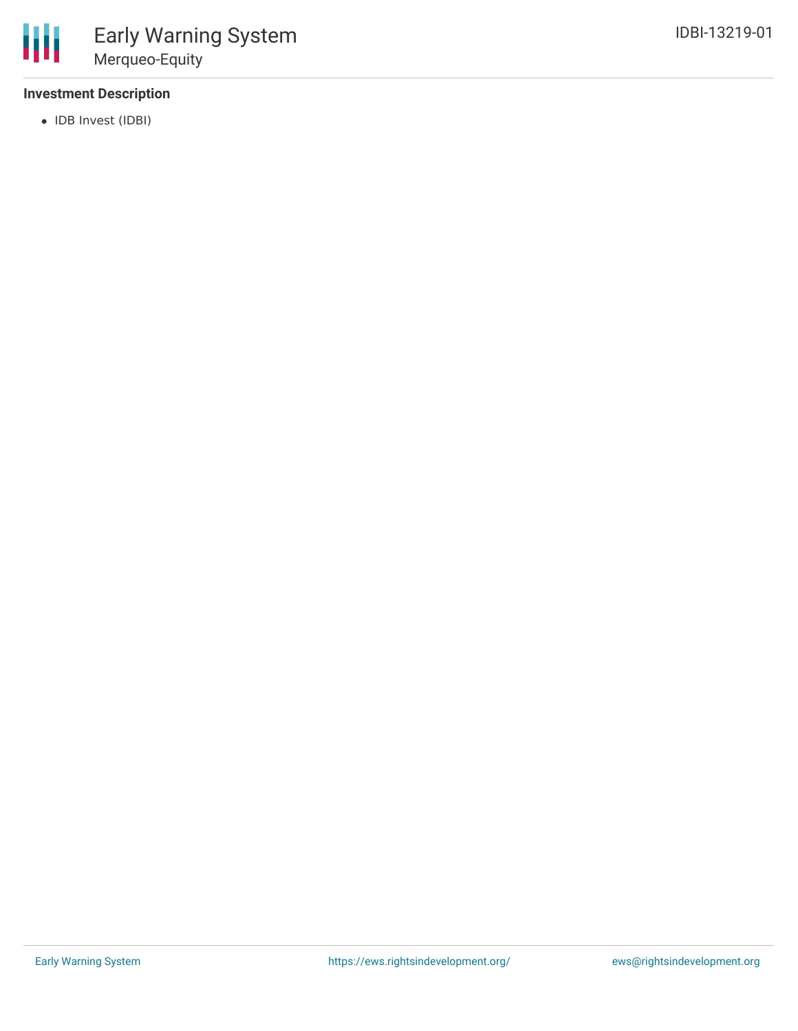### Investment Description

- IDB Invest (IDBI)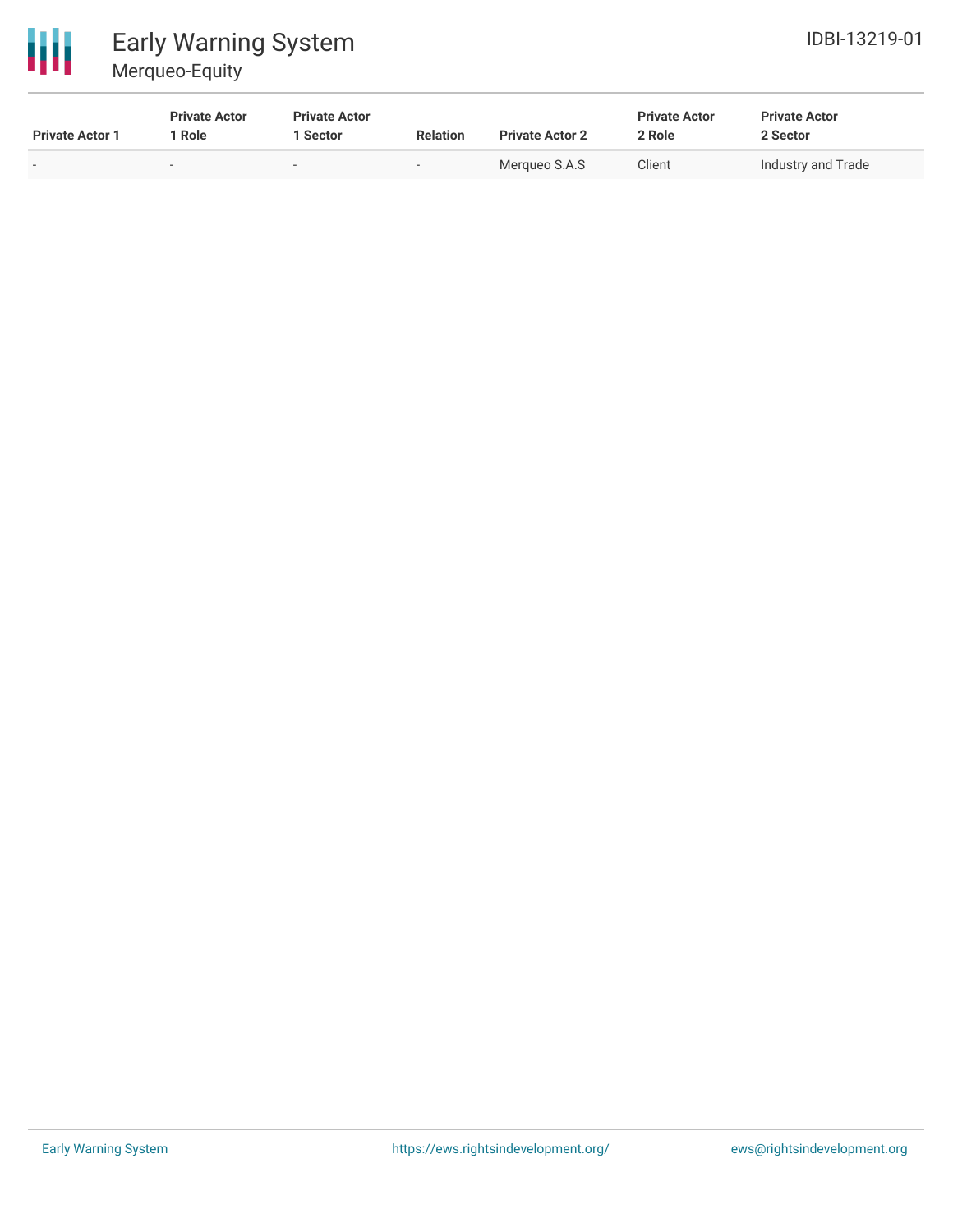| Private Actor 1 | Private Actor 1 Role | Private Actor 1 Sector | Relation | Private Actor 2 | Private Actor 2 Role | Private Actor 2 Sector |
|---|---|---|---|---|---|---|
| - | - | - | - | Merqueo S.A.S | Client | Industry and Trade |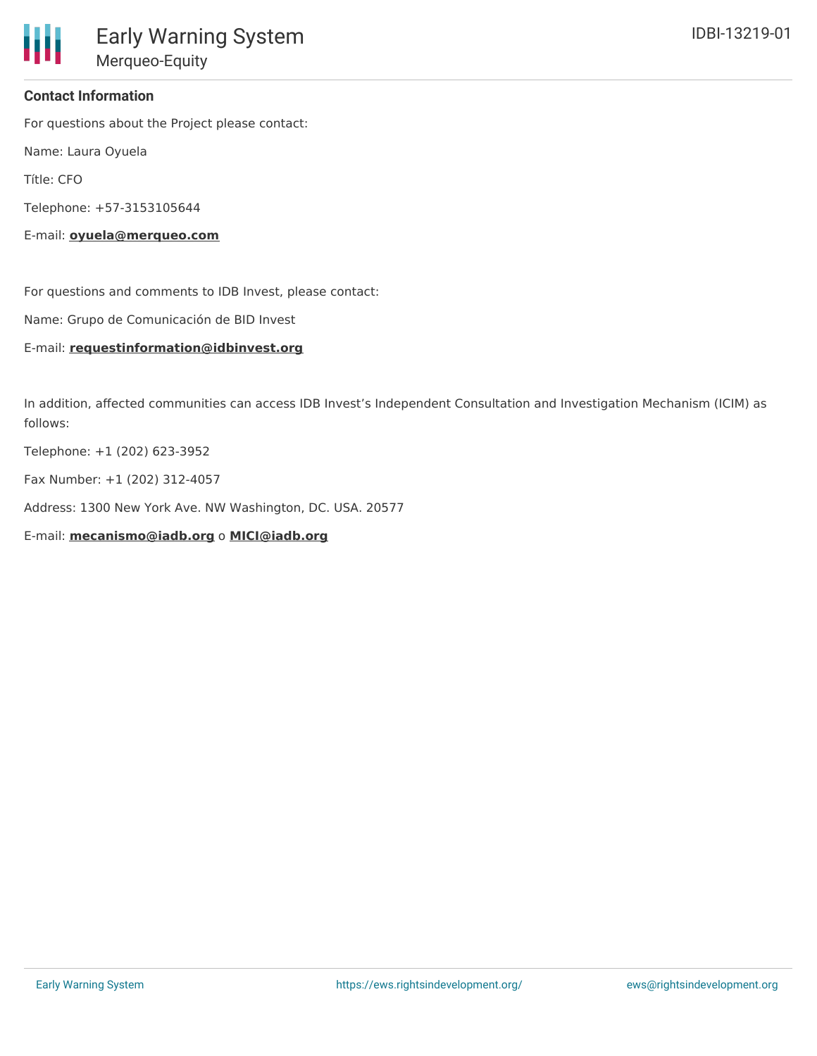### Contact Information

For questions about the Project please contact:

Name: Laura Oyuela

Títle: CFO

Telephone: +57-3153105644

E-mail: **oyuela@merqueo.com**

For questions and comments to IDB Invest, please contact:

Name: Grupo de Comunicación de BID Invest

E-mail: **requestinformation@idbinvest.org**

In addition, affected communities can access IDB Invest's Independent Consultation and Investigation Mechanism (ICIM) as follows:

Telephone: +1 (202) 623-3952

Fax Number: +1 (202) 312-4057

Address: 1300 New York Ave. NW Washington, DC. USA. 20577

E-mail: **mecanismo@iadb.org** o **MICI@iadb.org**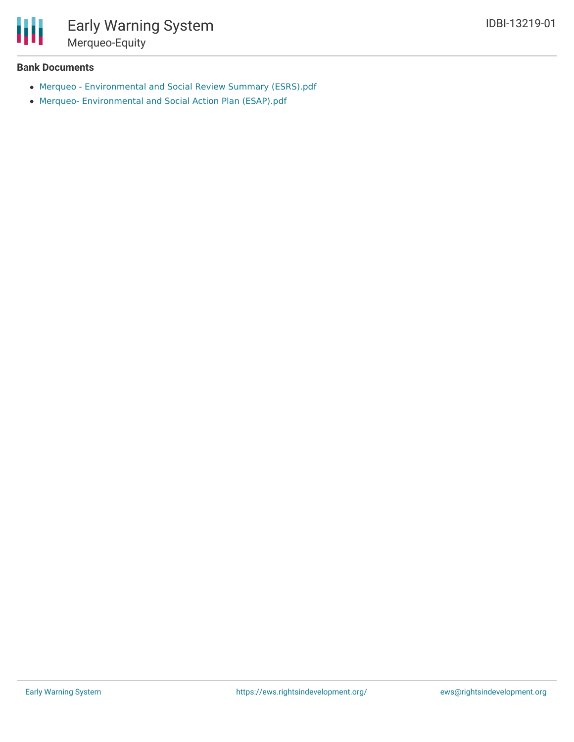**Bank Documents**

- Merqueo - Environmental and Social Review Summary (ESRS).pdf
- Merqueo- Environmental and Social Action Plan (ESAP).pdf